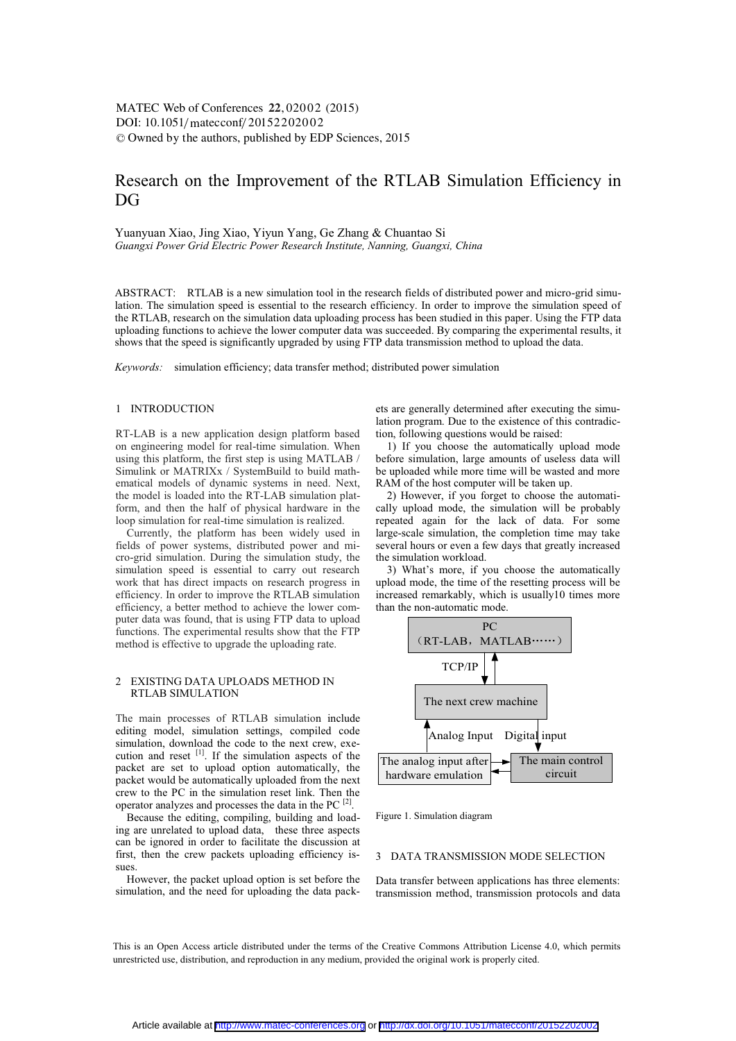# Research on the Improvement of the RTLAB Simulation Efficiency in DG

Yuanyuan Xiao, Jing Xiao, Yiyun Yang, Ge Zhang & Chuantao Si

*Guangxi Power Grid Electric Power Research Institute, Nanning, Guangxi, China*

ABSTRACT: RTLAB is a new simulation tool in the research fields of distributed power and micro-grid simulation. The simulation speed is essential to the research efficiency. In order to improve the simulation speed of the RTLAB, research on the simulation data uploading process has been studied in this paper. Using the FTP data uploading functions to achieve the lower computer data was succeeded. By comparing the experimental results, it shows that the speed is significantly upgraded by using FTP data transmission method to upload the data.

*Keywords:* simulation efficiency; data transfer method; distributed power simulation

## 1 INTRODUCTION

RT-LAB is a new application design platform based on engineering model for real-time simulation. When using this platform, the first step is using MATLAB / Simulink or MATRIXx / SystemBuild to build mathematical models of dynamic systems in need. Next, the model is loaded into the RT-LAB simulation platform, and then the half of physical hardware in the loop simulation for real-time simulation is realized.

Currently, the platform has been widely used in fields of power systems, distributed power and micro-grid simulation. During the simulation study, the simulation speed is essential to carry out research work that has direct impacts on research progress in efficiency. In order to improve the RTLAB simulation efficiency, a better method to achieve the lower computer data was found, that is using FTP data to upload functions. The experimental results show that the FTP method is effective to upgrade the uploading rate.

## 2 EXISTING DATA UPLOADS METHOD IN RTLAB SIMULATION

The main processes of RTLAB simulation include editing model, simulation settings, compiled code simulation, download the code to the next crew, execution and reset [1]. If the simulation aspects of the packet are set to upload option automatically, the packet would be automatically uploaded from the next crew to the PC in the simulation reset link. Then the operator analyzes and processes the data in the PC [2].

Because the editing, compiling, building and loading are unrelated to upload data, these three aspects can be ignored in order to facilitate the discussion at first, then the crew packets uploading efficiency issues.

However, the packet upload option is set before the simulation, and the need for uploading the data packets are generally determined after executing the simulation program. Due to the existence of this contradiction, following questions would be raised:

1) If you choose the automatically upload mode before simulation, large amounts of useless data will be uploaded while more time will be wasted and more RAM of the host computer will be taken up.

2) However, if you forget to choose the automatically upload mode, the simulation will be probably repeated again for the lack of data. For some large-scale simulation, the completion time may take several hours or even a few days that greatly increased the simulation workload.

3) What's more, if you choose the automatically upload mode, the time of the resetting process will be increased remarkably, which is usually10 times more than the non-automatic mode.

Figure 1. Simulation diagram

## 3 DATA TRANSMISSION MODE SELECTION

Data transfer between applications has three elements: transmission method, transmission protocols and data

This is an Open Access article distributed under the terms of the Creative Commons Attribution License 4.0, which permits unrestricted use, distribution, and reproduction in any medium, provided the original work is properly cited.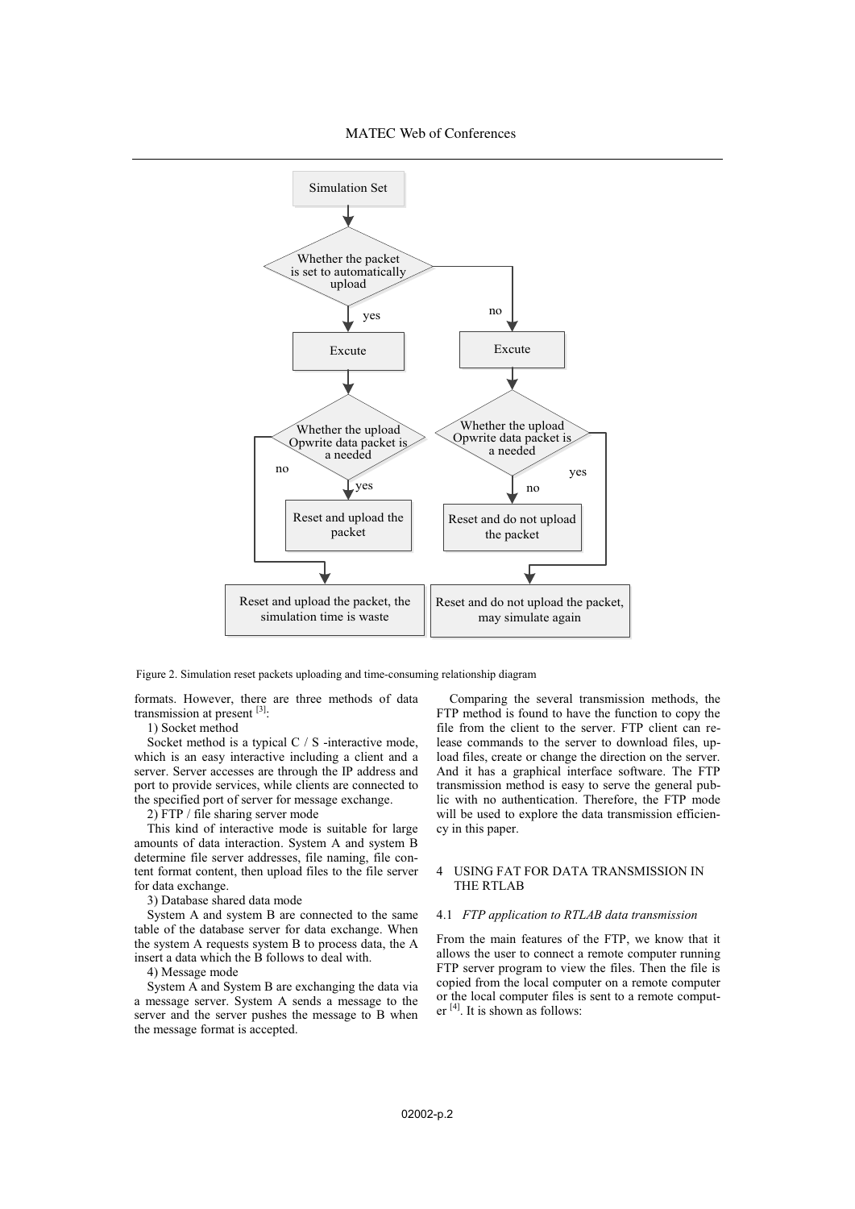Figure 2. Simulation reset packets uploading and time-consuming relationship diagram

formats. However, there are three methods of data transmission at present [3]:

1) Socket method

Socket method is a typical C / S -interactive mode, which is an easy interactive including a client and a server. Server accesses are through the IP address and port to provide services, while clients are connected to the specified port of server for message exchange.

2) FTP / file sharing server mode

This kind of interactive mode is suitable for large amounts of data interaction. System A and system B determine file server addresses, file naming, file content format content, then upload files to the file server for data exchange.

3) Database shared data mode

System A and system B are connected to the same table of the database server for data exchange. When the system A requests system B to process data, the A insert a data which the B follows to deal with.

4) Message mode

System A and System B are exchanging the data via a message server. System A sends a message to the server and the server pushes the message to B when the message format is accepted.

Comparing the several transmission methods, the FTP method is found to have the function to copy the file from the client to the server. FTP client can release commands to the server to download files, upload files, create or change the direction on the server. And it has a graphical interface software. The FTP transmission method is easy to serve the general public with no authentication. Therefore, the FTP mode will be used to explore the data transmission efficiency in this paper.

## 4 USING FAT FOR DATA TRANSMISSION IN THE RTLAB

### 4.1 *FTP application to RTLAB data transmission*

From the main features of the FTP, we know that it allows the user to connect a remote computer running FTP server program to view the files. Then the file is copied from the local computer on a remote computer or the local computer files is sent to a remote computer [4]. It is shown as follows: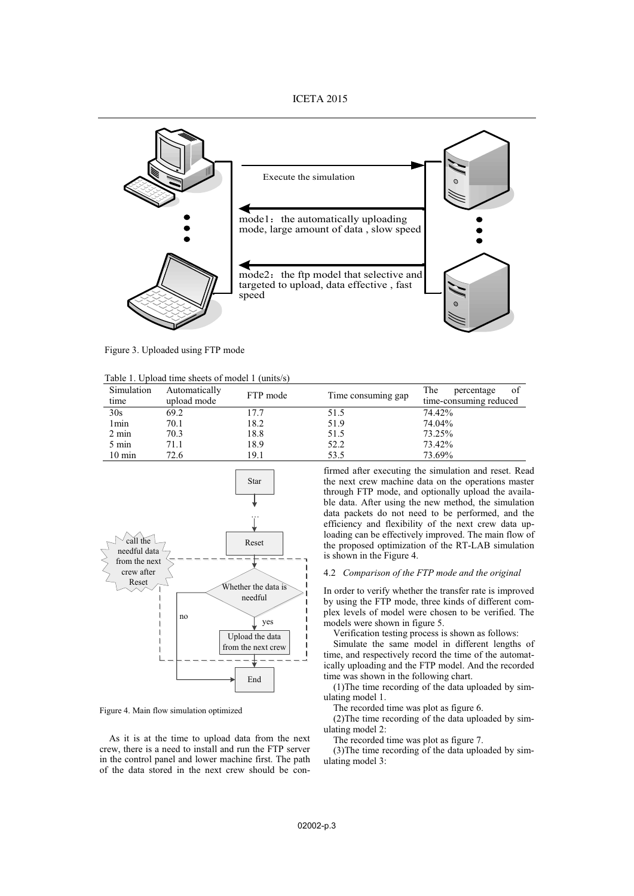Figure 3. Uploaded using FTP mode

Table 1. Upload time sheets of model 1 (units/s)

| Simulation time | Automatically upload mode | FTP mode | Time consuming gap | The percentage of time-consuming reduced |
|---|---|---|---|---|
| 30s | 69.2 | 17.7 | 51.5 | 74.42% |
| 1min | 70.1 | 18.2 | 51.9 | 74.04% |
| 2 min | 70.3 | 18.8 | 51.5 | 73.25% |
| 5 min | 71.1 | 18.9 | 52.2 | 73.42% |
| 10 min | 72.6 | 19.1 | 53.5 | 73.69% |

Figure 4. Main flow simulation optimized

As it is at the time to upload data from the next crew, there is a need to install and run the FTP server in the control panel and lower machine first. The path of the data stored in the next crew should be confirmed after executing the simulation and reset. Read the next crew machine data on the operations master through FTP mode, and optionally upload the available data. After using the new method, the simulation data packets do not need to be performed, and the efficiency and flexibility of the next crew data uploading can be effectively improved. The main flow of the proposed optimization of the RT-LAB simulation is shown in the Figure 4.

### 4.2 *Comparison of the FTP mode and the original*

In order to verify whether the transfer rate is improved by using the FTP mode, three kinds of different complex levels of model were chosen to be verified. The models were shown in figure 5.

Verification testing process is shown as follows:

Simulate the same model in different lengths of time, and respectively record the time of the automatically uploading and the FTP model. And the recorded time was shown in the following chart.

(1)The time recording of the data uploaded by simulating model 1.

The recorded time was plot as figure 6.

(2)The time recording of the data uploaded by simulating model 2:

The recorded time was plot as figure 7.

(3)The time recording of the data uploaded by simulating model 3: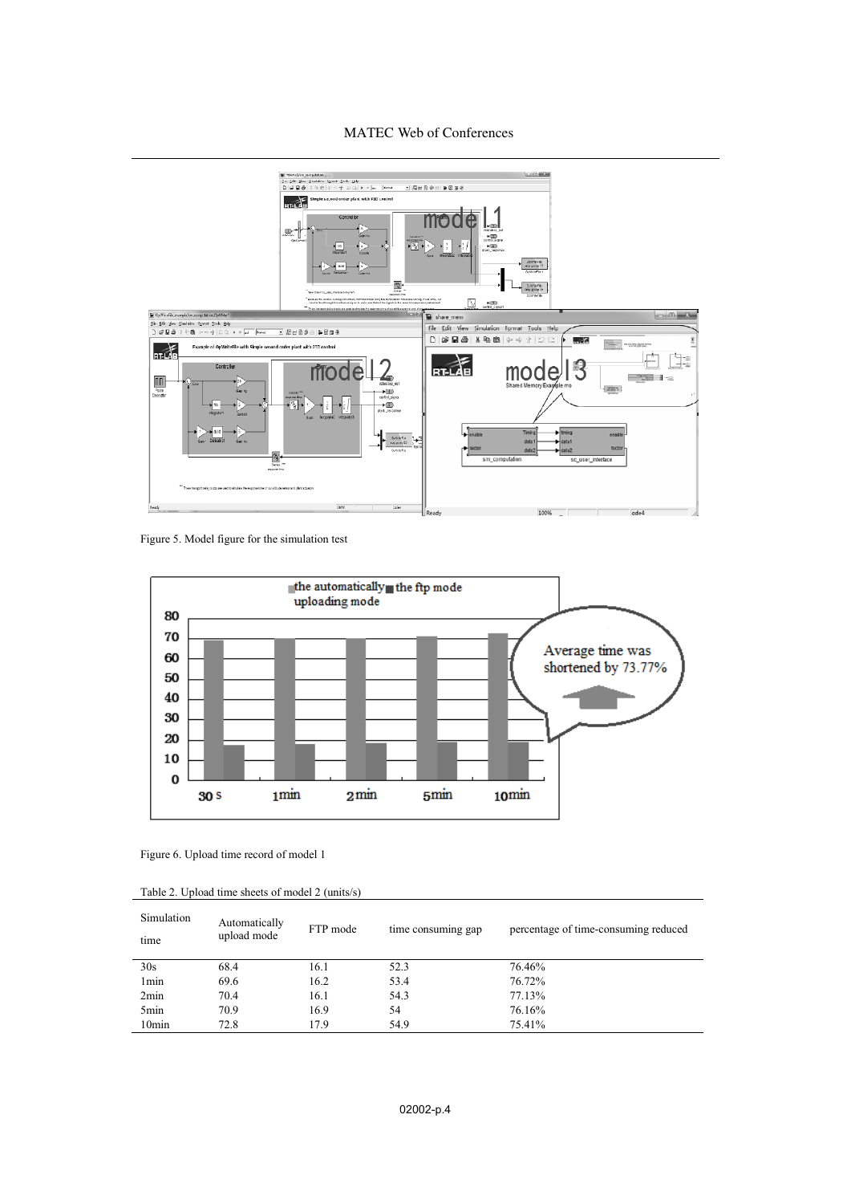Figure 5. Model figure for the simulation test

Figure 6. Upload time record of model 1

Table 2. Upload time sheets of model 2 (units/s)

| Simulation time | Automatically upload mode | FTP mode | time consuming gap | percentage of time-consuming reduced |
|---|---|---|---|---|
| 30s | 68.4 | 16.1 | 52.3 | 76.46% |
| 1min | 69.6 | 16.2 | 53.4 | 76.72% |
| 2min | 70.4 | 16.1 | 54.3 | 77.13% |
| 5min | 70.9 | 16.9 | 54 | 76.16% |
| 10min | 72.8 | 17.9 | 54.9 | 75.41% |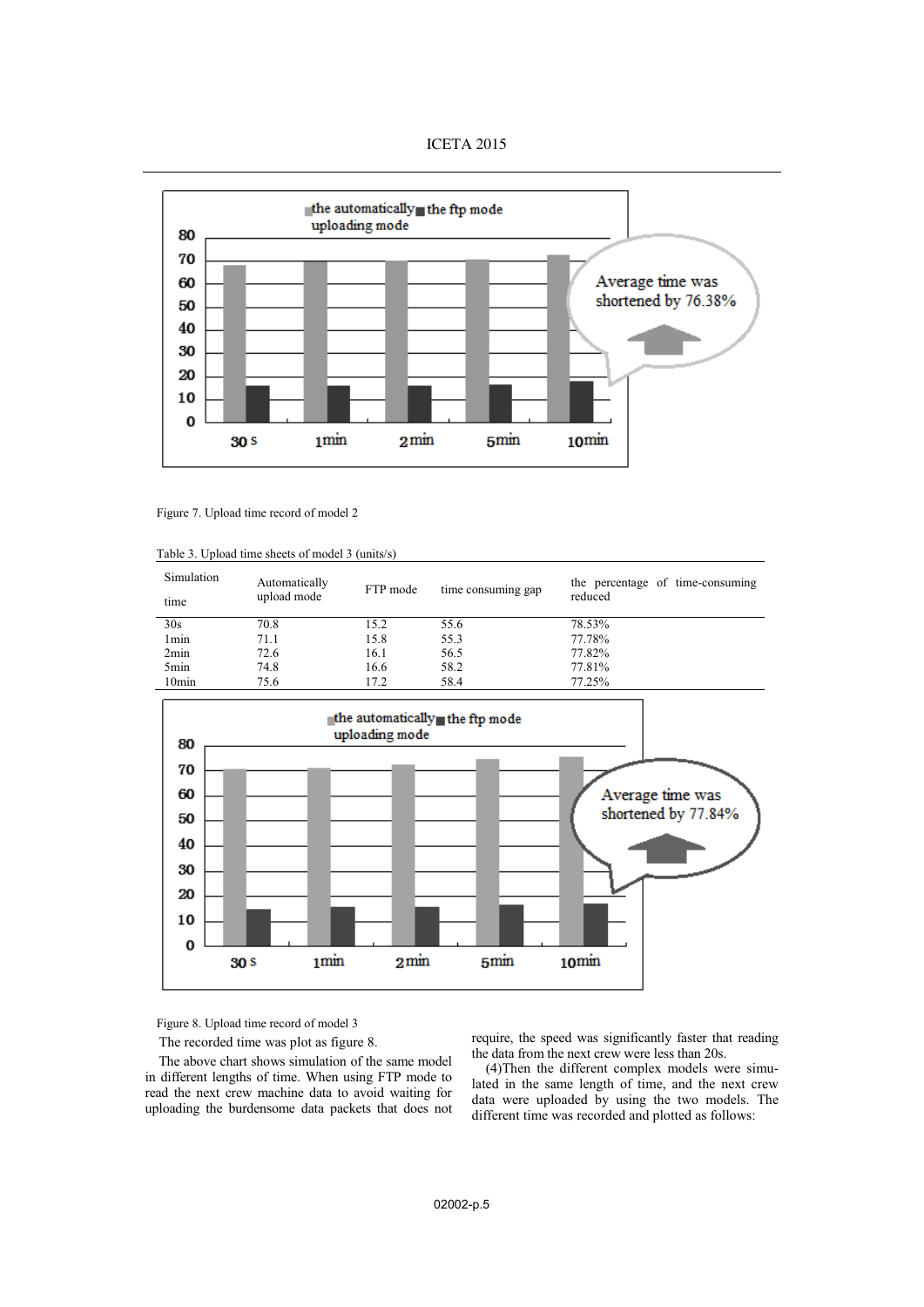Figure 7. Upload time record of model 2

Table 3. Upload time sheets of model 3 (units/s)

| Simulation time | Automatically upload mode | FTP mode | time consuming gap | the percentage of time-consuming reduced |
|---|---|---|---|---|
| 30s | 70.8 | 15.2 | 55.6 | 78.53% |
| 1min | 71.1 | 15.8 | 55.3 | 77.78% |
| 2min | 72.6 | 16.1 | 56.5 | 77.82% |
| 5min | 74.8 | 16.6 | 58.2 | 77.81% |
| 10min | 75.6 | 17.2 | 58.4 | 77.25% |

Figure 8. Upload time record of model 3

The recorded time was plot as figure 8.

The above chart shows simulation of the same model in different lengths of time. When using FTP mode to read the next crew machine data to avoid waiting for uploading the burdensome data packets that does not require, the speed was significantly faster that reading the data from the next crew were less than 20s.

(4)Then the different complex models were simulated in the same length of time, and the next crew data were uploaded by using the two models. The different time was recorded and plotted as follows: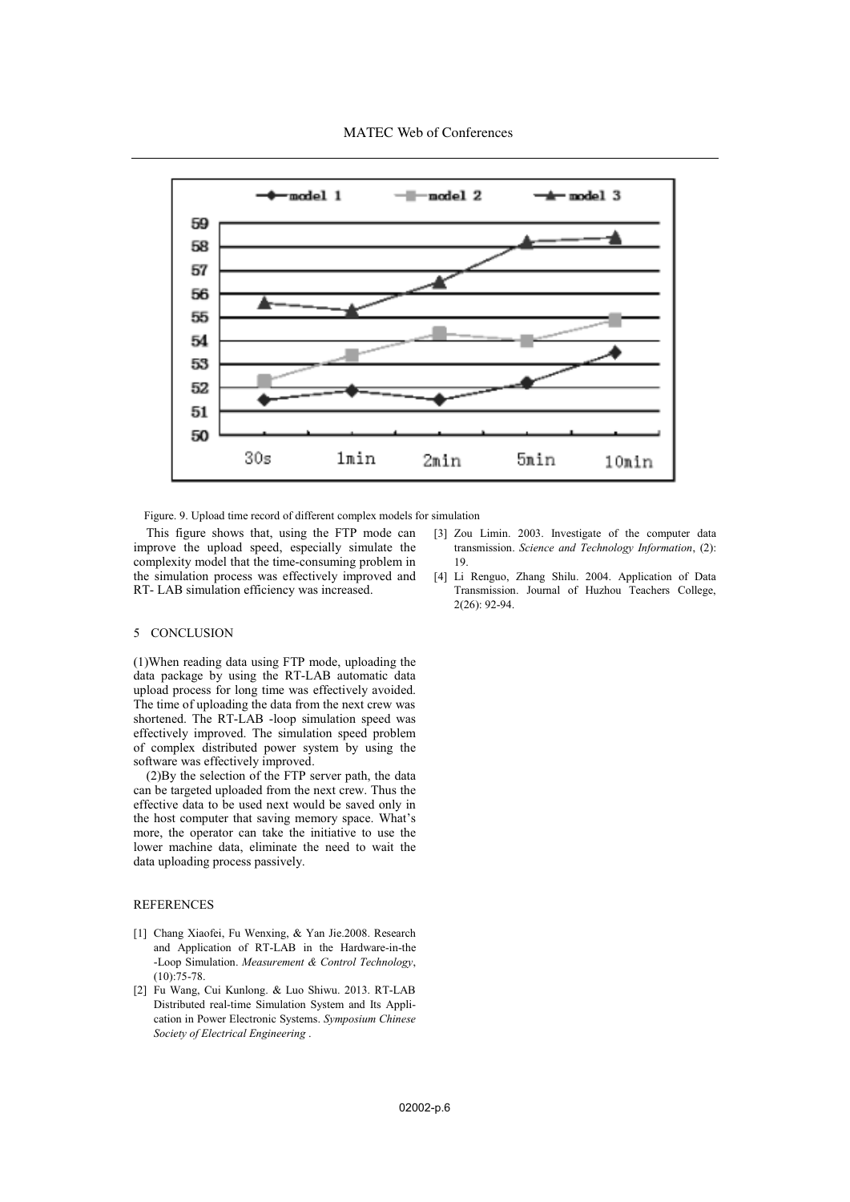model 1
model 2
model 3

59
58
57
56
55
54
53
52
51
50

30s
1min
2min
5min
10min

Figure. 9. Upload time record of different complex models for simulation

This figure shows that, using the FTP mode can improve the upload speed, especially simulate the complexity model that the time-consuming problem in the simulation process was effectively improved and RT- LAB simulation efficiency was increased.

## 5 CONCLUSION

(1)When reading data using FTP mode, uploading the data package by using the RT-LAB automatic data upload process for long time was effectively avoided. The time of uploading the data from the next crew was shortened. The RT-LAB -loop simulation speed was effectively improved. The simulation speed problem of complex distributed power system by using the software was effectively improved.

(2)By the selection of the FTP server path, the data can be targeted uploaded from the next crew. Thus the effective data to be used next would be saved only in the host computer that saving memory space. What's more, the operator can take the initiative to use the lower machine data, eliminate the need to wait the data uploading process passively.

## REFERENCES

[1] Chang Xiaofei, Fu Wenxing, & Yan Jie.2008. Research and Application of RT-LAB in the Hardware-in-the -Loop Simulation. *Measurement & Control Technology*, (10):75-78.

[2] Fu Wang, Cui Kunlong. & Luo Shiwu. 2013. RT-LAB Distributed real-time Simulation System and Its Application in Power Electronic Systems. *Symposium Chinese Society of Electrical Engineering* .

[3] Zou Limin. 2003. Investigate of the computer data transmission. *Science and Technology Information*, (2): 19.

[4] Li Renguo, Zhang Shilu. 2004. Application of Data Transmission. Journal of Huzhou Teachers College, 2(26): 92-94.